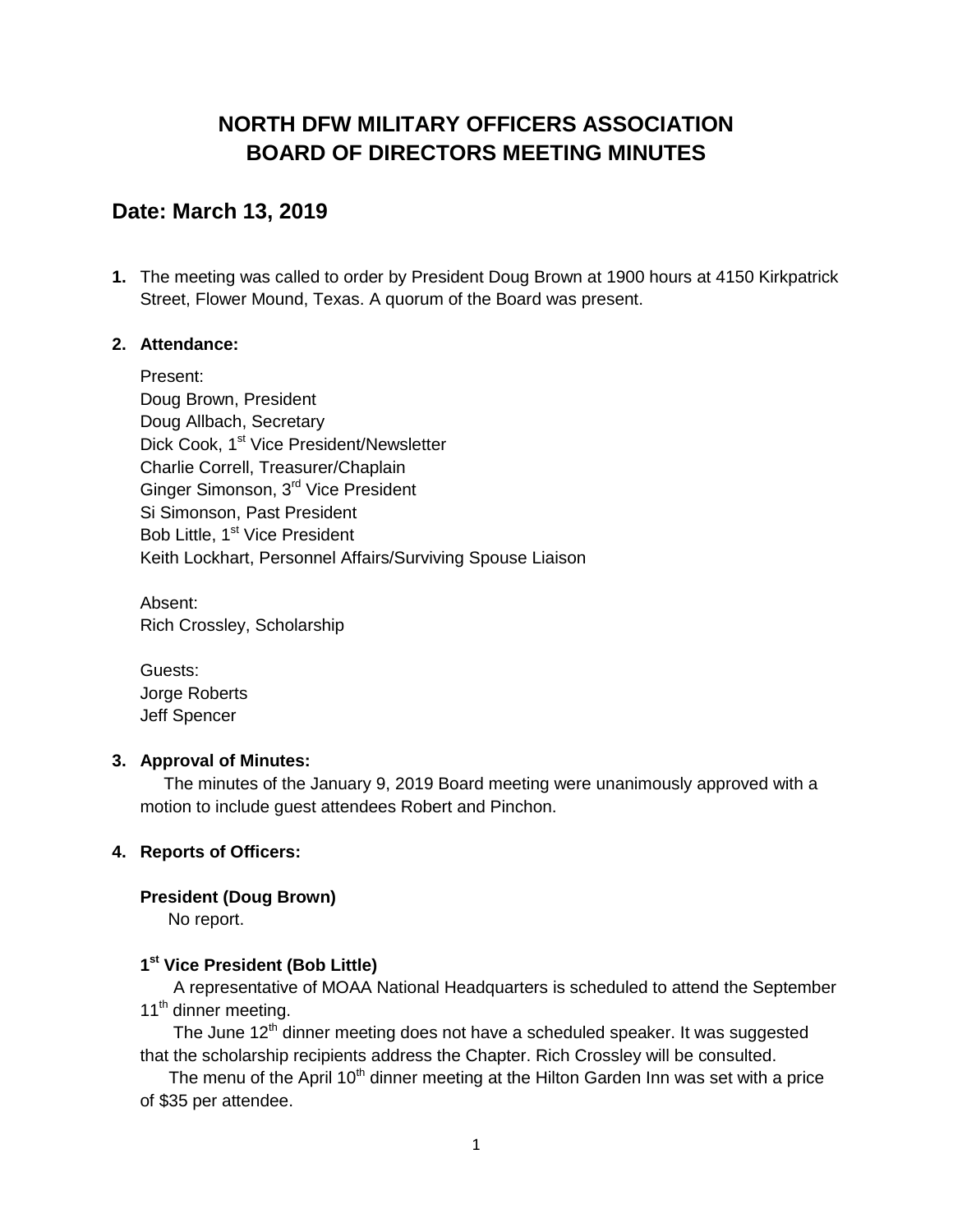# NORTH DFW MILITARY OFFICERS ASSOCIATION
# BOARD OF DIRECTORS MEETING MINUTES

## Date: March 13, 2019

1. The meeting was called to order by President Doug Brown at 1900 hours at 4150 Kirkpatrick Street, Flower Mound, Texas. A quorum of the Board was present.

2. **Attendance:**

   Present:
   Doug Brown, President
   Doug Allbach, Secretary
   Dick Cook, 1st Vice President/Newsletter
   Charlie Correll, Treasurer/Chaplain
   Ginger Simonson, 3rd Vice President
   Si Simonson, Past President
   Bob Little, 1st Vice President
   Keith Lockhart, Personnel Affairs/Surviving Spouse Liaison

   Absent:
   Rich Crossley, Scholarship

   Guests:
   Jorge Roberts
   Jeff Spencer

3. **Approval of Minutes:**

   The minutes of the January 9, 2019 Board meeting were unanimously approved with a motion to include guest attendees Robert and Pinchon.

4. **Reports of Officers:**

   **President (Doug Brown)**
   No report.

   **1st Vice President (Bob Little)**
   A representative of MOAA National Headquarters is scheduled to attend the September 11th dinner meeting.
   The June 12th dinner meeting does not have a scheduled speaker. It was suggested that the scholarship recipients address the Chapter. Rich Crossley will be consulted.
   The menu of the April 10th dinner meeting at the Hilton Garden Inn was set with a price of $35 per attendee.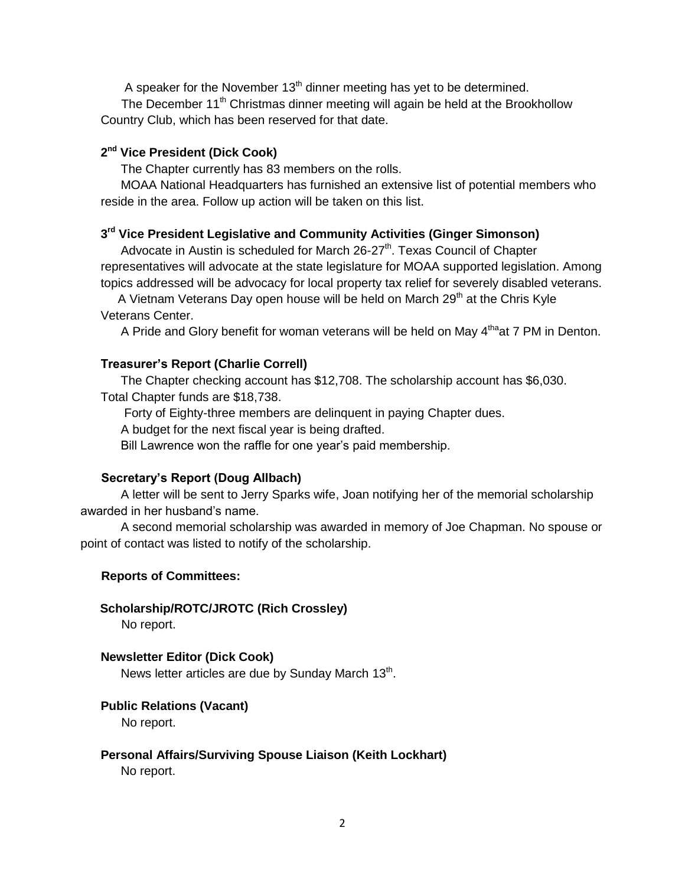A speaker for the November 13th dinner meeting has yet to be determined.

The December 11th Christmas dinner meeting will again be held at the Brookhollow Country Club, which has been reserved for that date.

**2nd Vice President (Dick Cook)**

The Chapter currently has 83 members on the rolls.

MOAA National Headquarters has furnished an extensive list of potential members who reside in the area. Follow up action will be taken on this list.

**3rd Vice President Legislative and Community Activities (Ginger Simonson)**

Advocate in Austin is scheduled for March 26-27th. Texas Council of Chapter representatives will advocate at the state legislature for MOAA supported legislation. Among topics addressed will be advocacy for local property tax relief for severely disabled veterans.

A Vietnam Veterans Day open house will be held on March 29th at the Chris Kyle Veterans Center.

A Pride and Glory benefit for woman veterans will be held on May 4tha at 7 PM in Denton.

**Treasurer's Report (Charlie Correll)**

The Chapter checking account has $12,708. The scholarship account has $6,030. Total Chapter funds are $18,738.

Forty of Eighty-three members are delinquent in paying Chapter dues.

A budget for the next fiscal year is being drafted.

Bill Lawrence won the raffle for one year's paid membership.

**Secretary's Report (Doug Allbach)**

A letter will be sent to Jerry Sparks wife, Joan notifying her of the memorial scholarship awarded in her husband's name.

A second memorial scholarship was awarded in memory of Joe Chapman. No spouse or point of contact was listed to notify of the scholarship.

**Reports of Committees:**

**Scholarship/ROTC/JROTC (Rich Crossley)**

No report.

**Newsletter Editor (Dick Cook)**

News letter articles are due by Sunday March 13th.

**Public Relations (Vacant)**

No report.

**Personal Affairs/Surviving Spouse Liaison (Keith Lockhart)**

No report.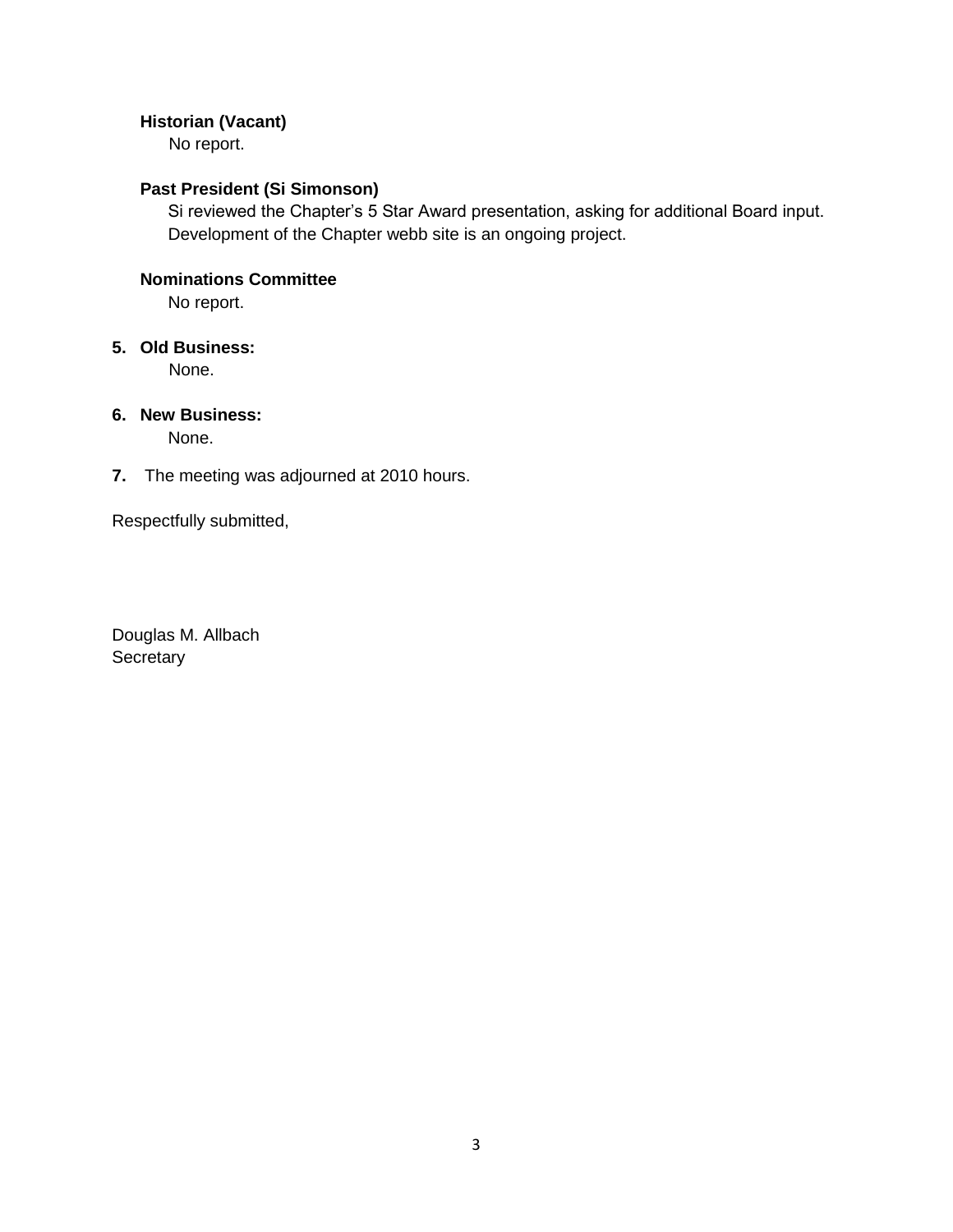**Historian (Vacant)**

No report.

**Past President (Si Simonson)**

Si reviewed the Chapter's 5 Star Award presentation, asking for additional Board input. Development of the Chapter webb site is an ongoing project.

**Nominations Committee**

No report.

5. **Old Business:**

   None.

6. **New Business:**

   None.

7. The meeting was adjourned at 2010 hours.

Respectfully submitted,

Douglas M. Allbach
Secretary